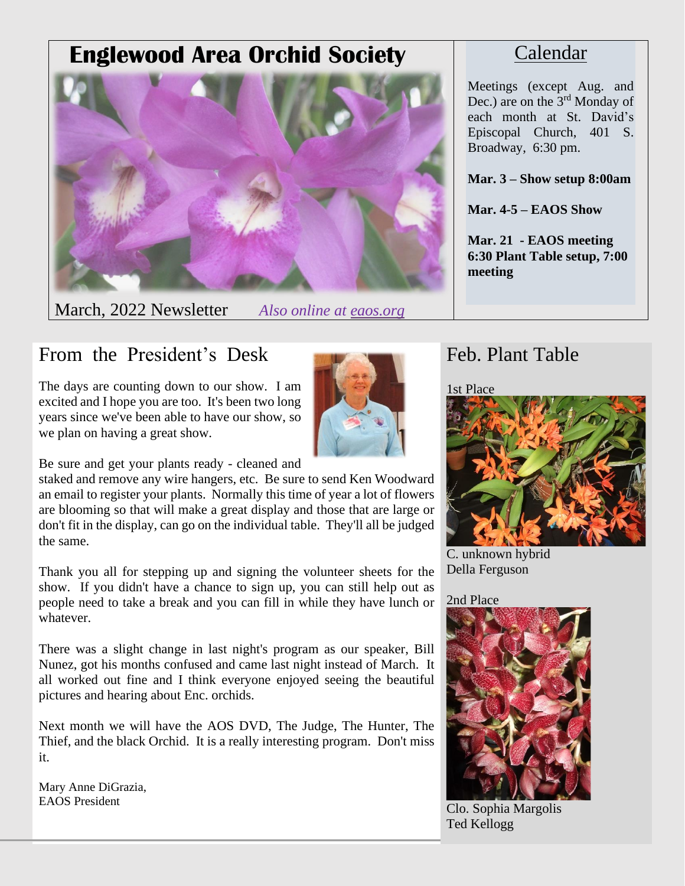# Englewood Area Orchid Society

March, 2022 Newsletter *Also online at eaos.org*

## Calendar

Meetings (except Aug. and Dec.) are on the 3rd Monday of each month at St. David's Episcopal Church, 401 S. Broadway, 6:30 pm.

**Mar. 3 – Show setup 8:00am**

**Mar. 4-5 – EAOS Show**

**Mar. 21 - EAOS meeting 6:30 Plant Table setup, 7:00 meeting**

## From the President's Desk

The days are counting down to our show. I am excited and I hope you are too. It's been two long years since we've been able to have our show, so we plan on having a great show.

Be sure and get your plants ready - cleaned and staked and remove any wire hangers, etc. Be sure to send Ken Woodward an email to register your plants. Normally this time of year a lot of flowers are blooming so that will make a great display and those that are large or don't fit in the display, can go on the individual table. They'll all be judged the same.

Thank you all for stepping up and signing the volunteer sheets for the show. If you didn't have a chance to sign up, you can still help out as people need to take a break and you can fill in while they have lunch or whatever.

There was a slight change in last night's program as our speaker, Bill Nunez, got his months confused and came last night instead of March. It all worked out fine and I think everyone enjoyed seeing the beautiful pictures and hearing about Enc. orchids.

Next month we will have the AOS DVD, The Judge, The Hunter, The Thief, and the black Orchid. It is a really interesting program. Don't miss it.

Mary Anne DiGrazia,
EAOS President

## Feb. Plant Table

1st Place

C. unknown hybrid
Della Ferguson

2nd Place

Clo. Sophia Margolis
Ted Kellogg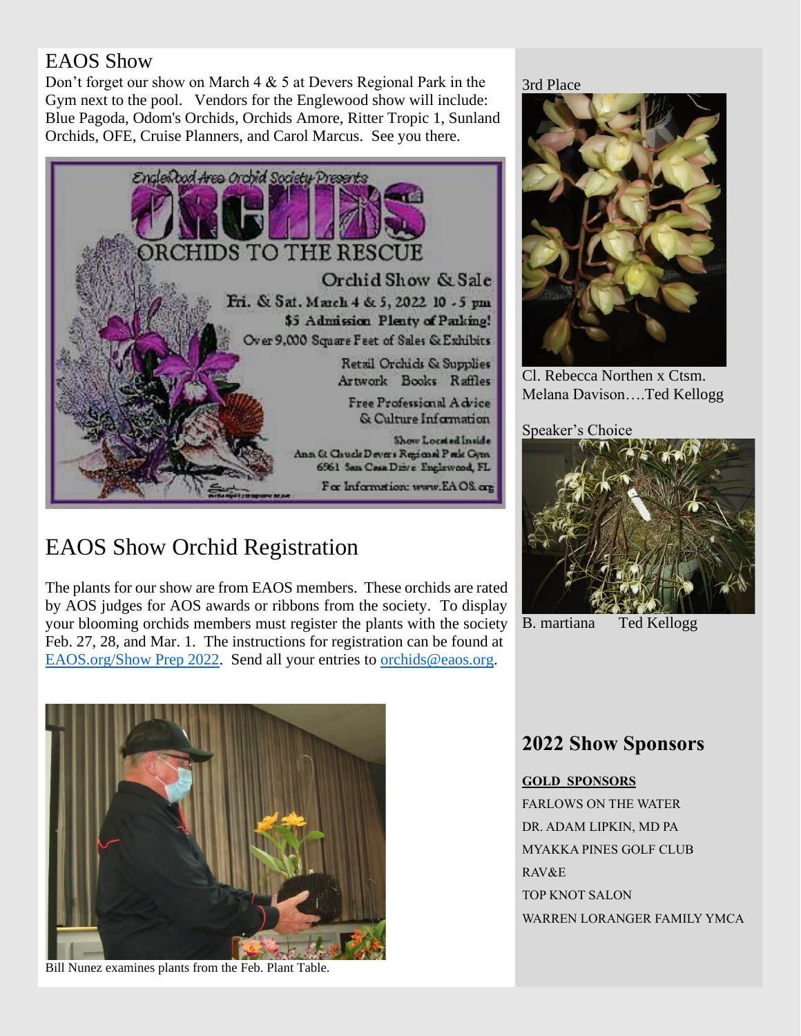## EAOS Show

Don't forget our show on March 4 & 5 at Devers Regional Park in the Gym next to the pool. Vendors for the Englewood show will include: Blue Pagoda, Odom's Orchids, Orchids Amore, Ritter Tropic 1, Sunland Orchids, OFE, Cruise Planners, and Carol Marcus. See you there.

Englewood Area Orchid Society Presents

ORCHIDS

ORCHIDS TO THE RESCUE

Orchid Show & Sale

Fri. & Sat. March 4 & 5, 2022 10 - 5 pm

$5 Admission Plenty of Parking!

Over 9,000 Square Feet of Sales & Exhibits

Retail Orchids & Supplies

Artwork Books Raffles

Free Professional Advice & Culture Information

Show Located Inside Ann & Chuck Devers Regional Park Gym 6961 San Casa Drive Englewood, FL

For Information: www.EAOS.org

## EAOS Show Orchid Registration

The plants for our show are from EAOS members. These orchids are rated by AOS judges for AOS awards or ribbons from the society. To display your blooming orchids members must register the plants with the society Feb. 27, 28, and Mar. 1. The instructions for registration can be found at EAOS.org/Show Prep 2022. Send all your entries to orchids@eaos.org.

Bill Nunez examines plants from the Feb. Plant Table.

3rd Place

Cl. Rebecca Northen x Ctsm. Melana Davison….Ted Kellogg

Speaker's Choice

B. martiana Ted Kellogg

## 2022 Show Sponsors

**GOLD SPONSORS**

FARLOWS ON THE WATER

DR. ADAM LIPKIN, MD PA

MYAKKA PINES GOLF CLUB

RAV&E

TOP KNOT SALON

WARREN LORANGER FAMILY YMCA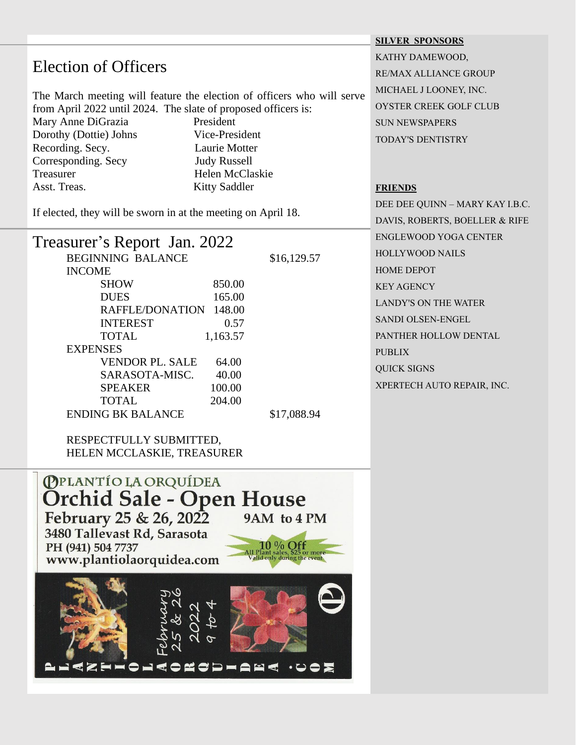## Election of Officers

The March meeting will feature the election of officers who will serve from April 2022 until 2024. The slate of proposed officers is:

| | |
|---|---|
| Mary Anne DiGrazia | President |
| Dorothy (Dottie) Johns | Vice-President |
| Recording. Secy. | Laurie Motter |
| Corresponding. Secy | Judy Russell |
| Treasurer | Helen McClaskie |
| Asst. Treas. | Kitty Saddler |

If elected, they will be sworn in at the meeting on April 18.

## Treasurer's Report Jan. 2022

| | | |
|---|---|---|
| BEGINNING BALANCE | | $16,129.57 |
| INCOME | | |
| SHOW | 850.00 | |
| DUES | 165.00 | |
| RAFFLE/DONATION | 148.00 | |
| INTEREST | 0.57 | |
| TOTAL | 1,163.57 | |
| EXPENSES | | |
| VENDOR PL. SALE | 64.00 | |
| SARASOTA-MISC. | 40.00 | |
| SPEAKER | 100.00 | |
| TOTAL | 204.00 | |
| ENDING BK BALANCE | | $17,088.94 |

RESPECTFULLY SUBMITTED,
HELEN MCCLASKIE, TREASURER

PLANTÍO LA ORQUÍDEA
**Orchid Sale - Open House**
**February 25 & 26, 2022** **9AM to 4 PM**
**3480 Tallevast Rd, Sarasota**
**PH (941) 504 7737**
**www.plantiolaorquidea.com**

10 % Off
All Plant sales, $25 or more
Valid only during the event

February 25 & 26 2022 9 to 4

PLANTIOLAORQUIDEA.COM

**SILVER SPONSORS**

KATHY DAMEWOOD,
RE/MAX ALLIANCE GROUP
MICHAEL J LOONEY, INC.
OYSTER CREEK GOLF CLUB
SUN NEWSPAPERS
TODAY'S DENTISTRY

**FRIENDS**

DEE DEE QUINN – MARY KAY I.B.C.
DAVIS, ROBERTS, BOELLER & RIFE
ENGLEWOOD YOGA CENTER
HOLLYWOOD NAILS
HOME DEPOT
KEY AGENCY
LANDY'S ON THE WATER
SANDI OLSEN-ENGEL
PANTHER HOLLOW DENTAL
PUBLIX
QUICK SIGNS
XPERTECH AUTO REPAIR, INC.